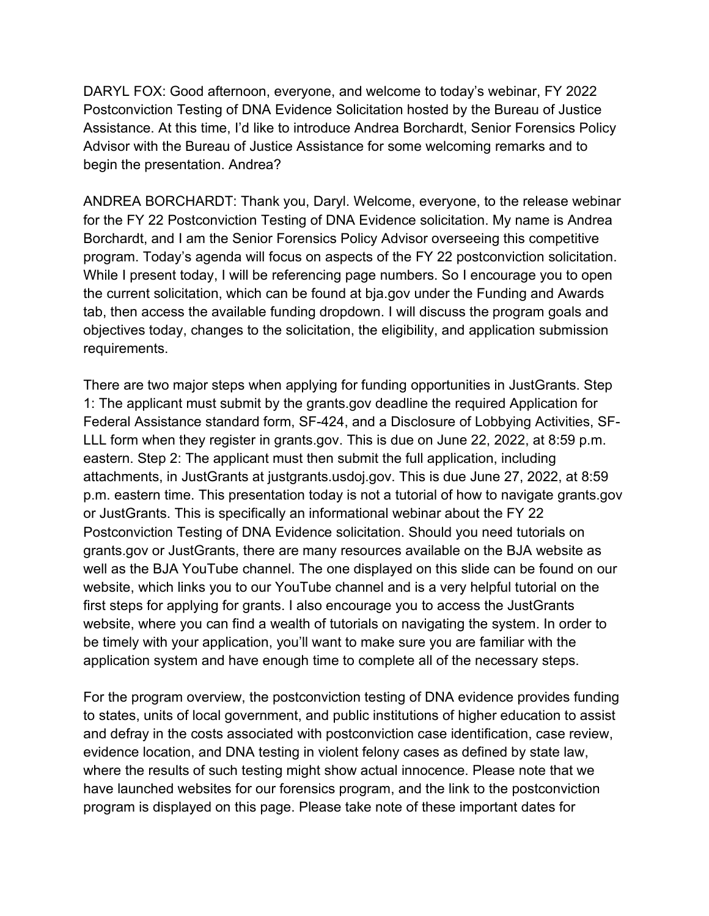DARYL FOX: Good afternoon, everyone, and welcome to today's webinar, FY 2022 Postconviction Testing of DNA Evidence Solicitation hosted by the Bureau of Justice Assistance. At this time, I'd like to introduce Andrea Borchardt, Senior Forensics Policy Advisor with the Bureau of Justice Assistance for some welcoming remarks and to begin the presentation. Andrea?

ANDREA BORCHARDT: Thank you, Daryl. Welcome, everyone, to the release webinar for the FY 22 Postconviction Testing of DNA Evidence solicitation. My name is Andrea Borchardt, and I am the Senior Forensics Policy Advisor overseeing this competitive program. Today's agenda will focus on aspects of the FY 22 postconviction solicitation. While I present today, I will be referencing page numbers. So I encourage you to open the current solicitation, which can be found at bja.gov under the Funding and Awards tab, then access the available funding dropdown. I will discuss the program goals and objectives today, changes to the solicitation, the eligibility, and application submission requirements.

There are two major steps when applying for funding opportunities in JustGrants. Step 1: The applicant must submit by the grants.gov deadline the required Application for Federal Assistance standard form, SF-424, and a Disclosure of Lobbying Activities, SF-LLL form when they register in grants.gov. This is due on June 22, 2022, at 8:59 p.m. eastern. Step 2: The applicant must then submit the full application, including attachments, in JustGrants at justgrants.usdoj.gov. This is due June 27, 2022, at 8:59 p.m. eastern time. This presentation today is not a tutorial of how to navigate grants.gov or JustGrants. This is specifically an informational webinar about the FY 22 Postconviction Testing of DNA Evidence solicitation. Should you need tutorials on grants.gov or JustGrants, there are many resources available on the BJA website as well as the BJA YouTube channel. The one displayed on this slide can be found on our website, which links you to our YouTube channel and is a very helpful tutorial on the first steps for applying for grants. I also encourage you to access the JustGrants website, where you can find a wealth of tutorials on navigating the system. In order to be timely with your application, you'll want to make sure you are familiar with the application system and have enough time to complete all of the necessary steps.

For the program overview, the postconviction testing of DNA evidence provides funding to states, units of local government, and public institutions of higher education to assist and defray in the costs associated with postconviction case identification, case review, evidence location, and DNA testing in violent felony cases as defined by state law, where the results of such testing might show actual innocence. Please note that we have launched websites for our forensics program, and the link to the postconviction program is displayed on this page. Please take note of these important dates for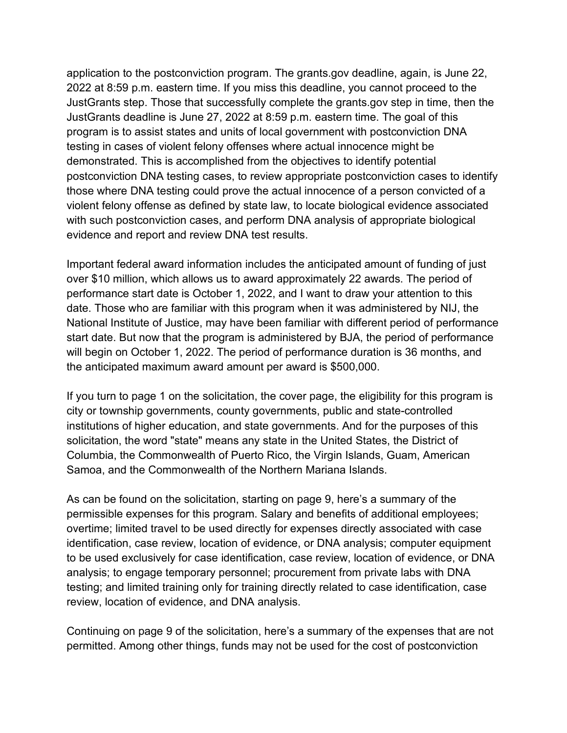application to the postconviction program. The grants.gov deadline, again, is June 22, 2022 at 8:59 p.m. eastern time. If you miss this deadline, you cannot proceed to the JustGrants step. Those that successfully complete the grants.gov step in time, then the JustGrants deadline is June 27, 2022 at 8:59 p.m. eastern time. The goal of this program is to assist states and units of local government with postconviction DNA testing in cases of violent felony offenses where actual innocence might be demonstrated. This is accomplished from the objectives to identify potential postconviction DNA testing cases, to review appropriate postconviction cases to identify those where DNA testing could prove the actual innocence of a person convicted of a violent felony offense as defined by state law, to locate biological evidence associated with such postconviction cases, and perform DNA analysis of appropriate biological evidence and report and review DNA test results.

Important federal award information includes the anticipated amount of funding of just over $10 million, which allows us to award approximately 22 awards. The period of performance start date is October 1, 2022, and I want to draw your attention to this date. Those who are familiar with this program when it was administered by NIJ, the National Institute of Justice, may have been familiar with different period of performance start date. But now that the program is administered by BJA, the period of performance will begin on October 1, 2022. The period of performance duration is 36 months, and the anticipated maximum award amount per award is $500,000.

If you turn to page 1 on the solicitation, the cover page, the eligibility for this program is city or township governments, county governments, public and state-controlled institutions of higher education, and state governments. And for the purposes of this solicitation, the word "state" means any state in the United States, the District of Columbia, the Commonwealth of Puerto Rico, the Virgin Islands, Guam, American Samoa, and the Commonwealth of the Northern Mariana Islands.

As can be found on the solicitation, starting on page 9, here's a summary of the permissible expenses for this program. Salary and benefits of additional employees; overtime; limited travel to be used directly for expenses directly associated with case identification, case review, location of evidence, or DNA analysis; computer equipment to be used exclusively for case identification, case review, location of evidence, or DNA analysis; to engage temporary personnel; procurement from private labs with DNA testing; and limited training only for training directly related to case identification, case review, location of evidence, and DNA analysis.

Continuing on page 9 of the solicitation, here's a summary of the expenses that are not permitted. Among other things, funds may not be used for the cost of postconviction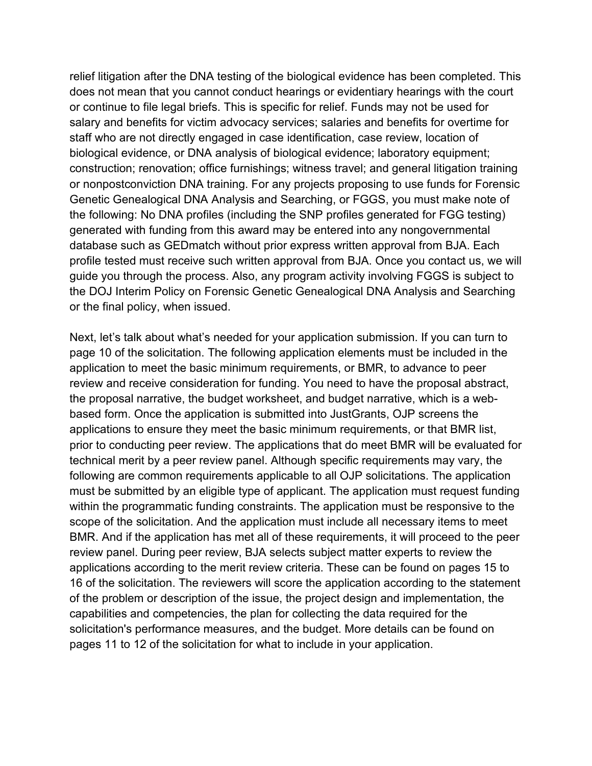relief litigation after the DNA testing of the biological evidence has been completed. This does not mean that you cannot conduct hearings or evidentiary hearings with the court or continue to file legal briefs. This is specific for relief. Funds may not be used for salary and benefits for victim advocacy services; salaries and benefits for overtime for staff who are not directly engaged in case identification, case review, location of biological evidence, or DNA analysis of biological evidence; laboratory equipment; construction; renovation; office furnishings; witness travel; and general litigation training or nonpostconviction DNA training. For any projects proposing to use funds for Forensic Genetic Genealogical DNA Analysis and Searching, or FGGS, you must make note of the following: No DNA profiles (including the SNP profiles generated for FGG testing) generated with funding from this award may be entered into any nongovernmental database such as GEDmatch without prior express written approval from BJA. Each profile tested must receive such written approval from BJA. Once you contact us, we will guide you through the process. Also, any program activity involving FGGS is subject to the DOJ Interim Policy on Forensic Genetic Genealogical DNA Analysis and Searching or the final policy, when issued.

Next, let's talk about what's needed for your application submission. If you can turn to page 10 of the solicitation. The following application elements must be included in the application to meet the basic minimum requirements, or BMR, to advance to peer review and receive consideration for funding. You need to have the proposal abstract, the proposal narrative, the budget worksheet, and budget narrative, which is a web-based form. Once the application is submitted into JustGrants, OJP screens the applications to ensure they meet the basic minimum requirements, or that BMR list, prior to conducting peer review. The applications that do meet BMR will be evaluated for technical merit by a peer review panel. Although specific requirements may vary, the following are common requirements applicable to all OJP solicitations. The application must be submitted by an eligible type of applicant. The application must request funding within the programmatic funding constraints. The application must be responsive to the scope of the solicitation. And the application must include all necessary items to meet BMR. And if the application has met all of these requirements, it will proceed to the peer review panel. During peer review, BJA selects subject matter experts to review the applications according to the merit review criteria. These can be found on pages 15 to 16 of the solicitation. The reviewers will score the application according to the statement of the problem or description of the issue, the project design and implementation, the capabilities and competencies, the plan for collecting the data required for the solicitation's performance measures, and the budget. More details can be found on pages 11 to 12 of the solicitation for what to include in your application.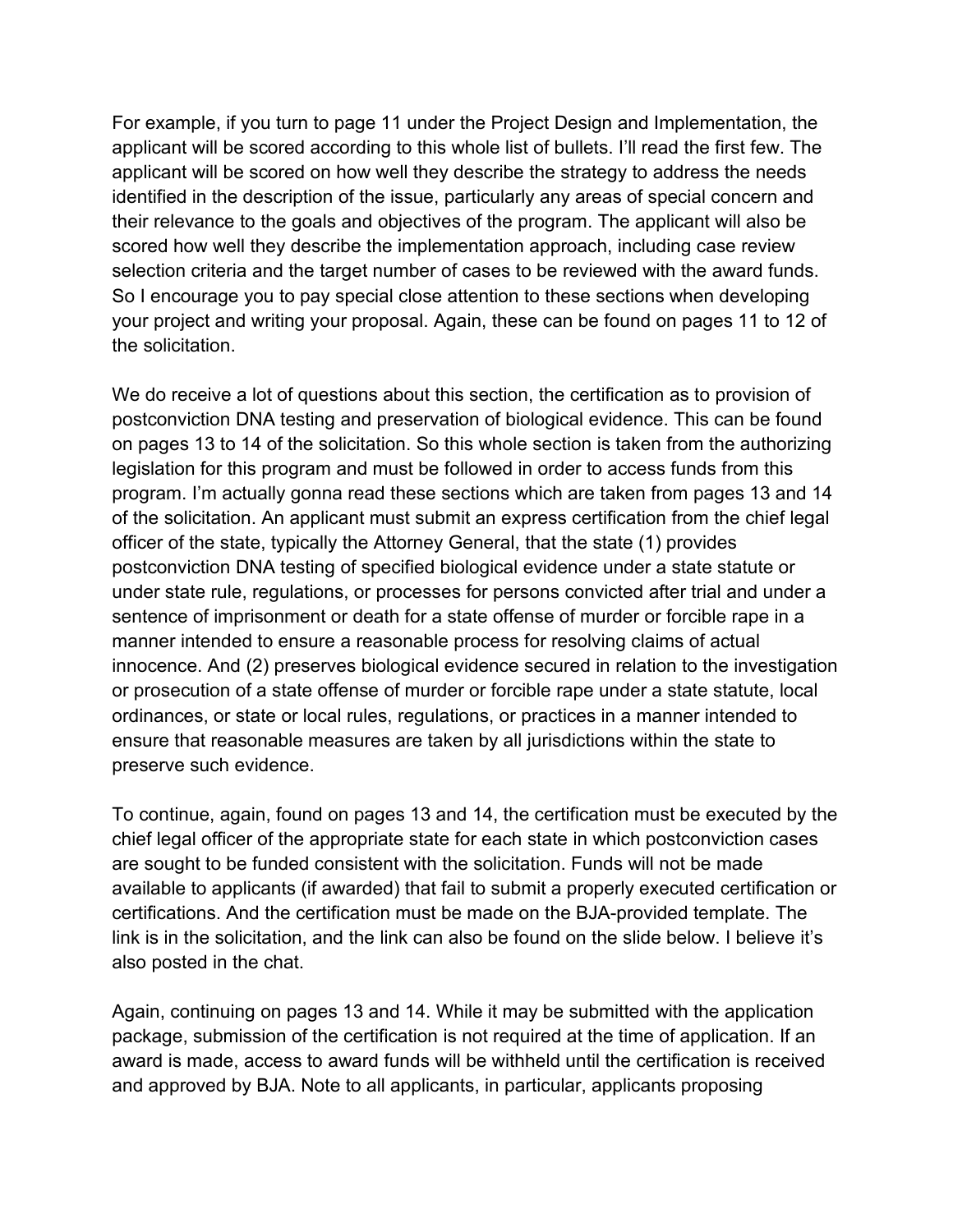For example, if you turn to page 11 under the Project Design and Implementation, the applicant will be scored according to this whole list of bullets. I'll read the first few. The applicant will be scored on how well they describe the strategy to address the needs identified in the description of the issue, particularly any areas of special concern and their relevance to the goals and objectives of the program. The applicant will also be scored how well they describe the implementation approach, including case review selection criteria and the target number of cases to be reviewed with the award funds. So I encourage you to pay special close attention to these sections when developing your project and writing your proposal. Again, these can be found on pages 11 to 12 of the solicitation.

We do receive a lot of questions about this section, the certification as to provision of postconviction DNA testing and preservation of biological evidence. This can be found on pages 13 to 14 of the solicitation. So this whole section is taken from the authorizing legislation for this program and must be followed in order to access funds from this program. I'm actually gonna read these sections which are taken from pages 13 and 14 of the solicitation. An applicant must submit an express certification from the chief legal officer of the state, typically the Attorney General, that the state (1) provides postconviction DNA testing of specified biological evidence under a state statute or under state rule, regulations, or processes for persons convicted after trial and under a sentence of imprisonment or death for a state offense of murder or forcible rape in a manner intended to ensure a reasonable process for resolving claims of actual innocence. And (2) preserves biological evidence secured in relation to the investigation or prosecution of a state offense of murder or forcible rape under a state statute, local ordinances, or state or local rules, regulations, or practices in a manner intended to ensure that reasonable measures are taken by all jurisdictions within the state to preserve such evidence.

To continue, again, found on pages 13 and 14, the certification must be executed by the chief legal officer of the appropriate state for each state in which postconviction cases are sought to be funded consistent with the solicitation. Funds will not be made available to applicants (if awarded) that fail to submit a properly executed certification or certifications. And the certification must be made on the BJA-provided template. The link is in the solicitation, and the link can also be found on the slide below. I believe it's also posted in the chat.

Again, continuing on pages 13 and 14. While it may be submitted with the application package, submission of the certification is not required at the time of application. If an award is made, access to award funds will be withheld until the certification is received and approved by BJA. Note to all applicants, in particular, applicants proposing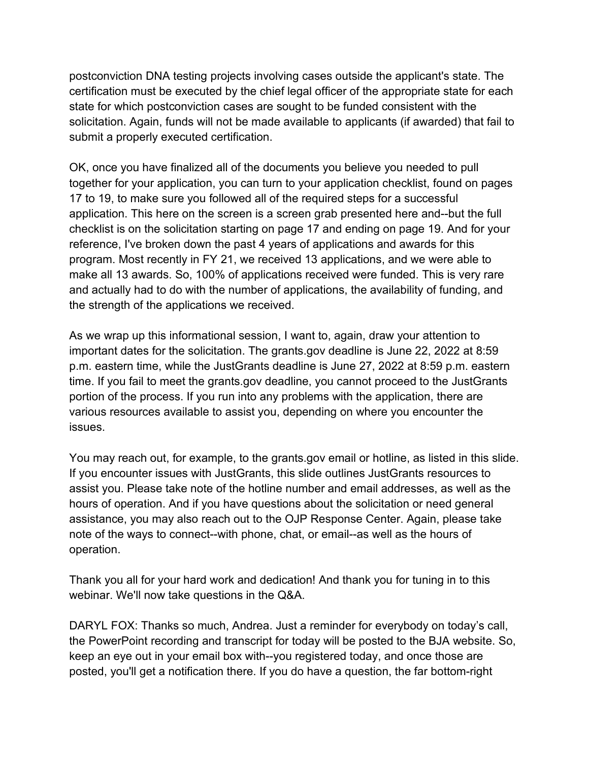postconviction DNA testing projects involving cases outside the applicant's state. The certification must be executed by the chief legal officer of the appropriate state for each state for which postconviction cases are sought to be funded consistent with the solicitation. Again, funds will not be made available to applicants (if awarded) that fail to submit a properly executed certification.

OK, once you have finalized all of the documents you believe you needed to pull together for your application, you can turn to your application checklist, found on pages 17 to 19, to make sure you followed all of the required steps for a successful application. This here on the screen is a screen grab presented here and--but the full checklist is on the solicitation starting on page 17 and ending on page 19. And for your reference, I've broken down the past 4 years of applications and awards for this program. Most recently in FY 21, we received 13 applications, and we were able to make all 13 awards. So, 100% of applications received were funded. This is very rare and actually had to do with the number of applications, the availability of funding, and the strength of the applications we received.

As we wrap up this informational session, I want to, again, draw your attention to important dates for the solicitation. The grants.gov deadline is June 22, 2022 at 8:59 p.m. eastern time, while the JustGrants deadline is June 27, 2022 at 8:59 p.m. eastern time. If you fail to meet the grants.gov deadline, you cannot proceed to the JustGrants portion of the process. If you run into any problems with the application, there are various resources available to assist you, depending on where you encounter the issues.

You may reach out, for example, to the grants.gov email or hotline, as listed in this slide. If you encounter issues with JustGrants, this slide outlines JustGrants resources to assist you. Please take note of the hotline number and email addresses, as well as the hours of operation. And if you have questions about the solicitation or need general assistance, you may also reach out to the OJP Response Center. Again, please take note of the ways to connect--with phone, chat, or email--as well as the hours of operation.

Thank you all for your hard work and dedication! And thank you for tuning in to this webinar. We'll now take questions in the Q&A.

DARYL FOX: Thanks so much, Andrea. Just a reminder for everybody on today's call, the PowerPoint recording and transcript for today will be posted to the BJA website. So, keep an eye out in your email box with--you registered today, and once those are posted, you'll get a notification there. If you do have a question, the far bottom-right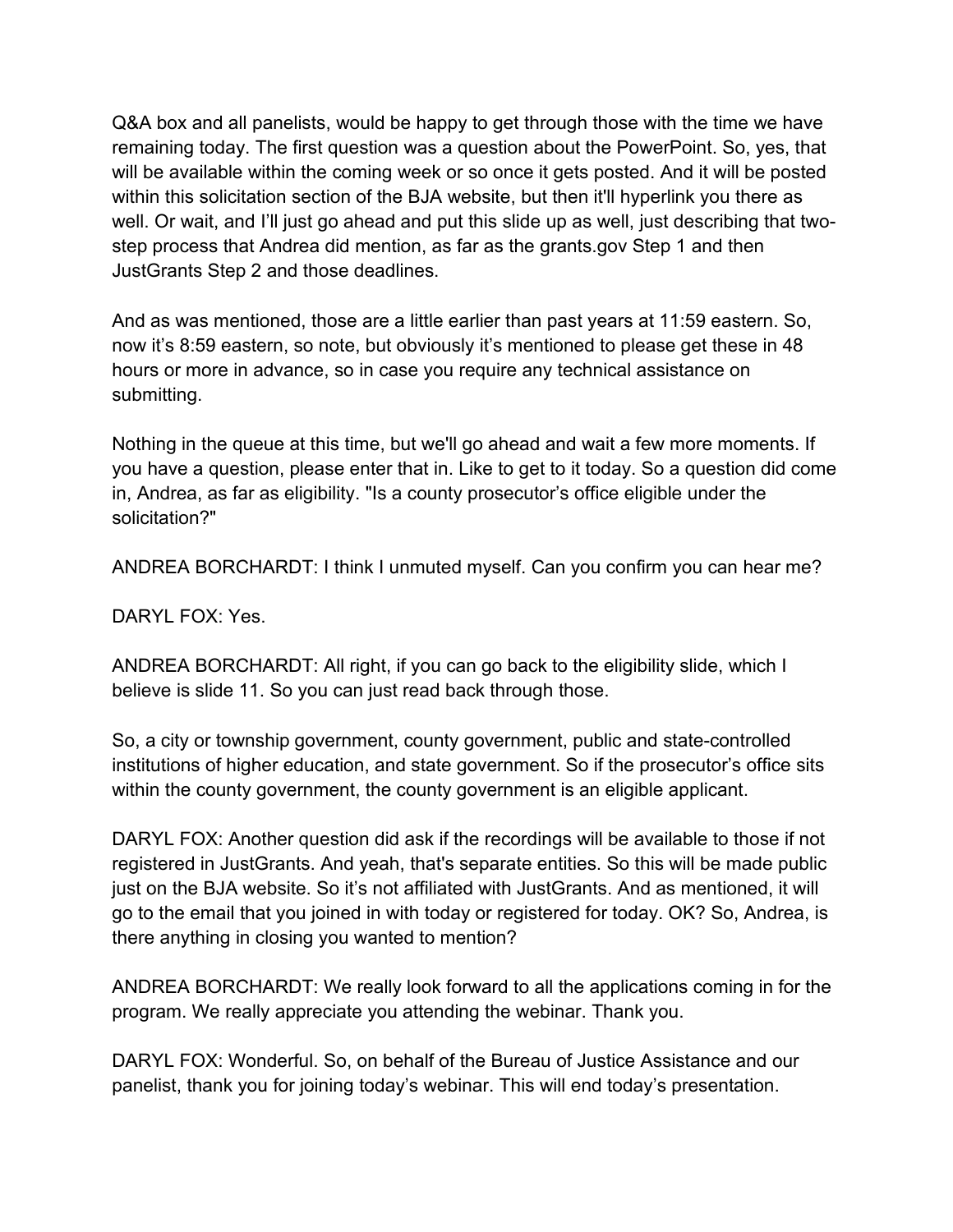Q&A box and all panelists, would be happy to get through those with the time we have remaining today. The first question was a question about the PowerPoint. So, yes, that will be available within the coming week or so once it gets posted. And it will be posted within this solicitation section of the BJA website, but then it'll hyperlink you there as well. Or wait, and I'll just go ahead and put this slide up as well, just describing that two-step process that Andrea did mention, as far as the grants.gov Step 1 and then JustGrants Step 2 and those deadlines.

And as was mentioned, those are a little earlier than past years at 11:59 eastern. So, now it's 8:59 eastern, so note, but obviously it's mentioned to please get these in 48 hours or more in advance, so in case you require any technical assistance on submitting.

Nothing in the queue at this time, but we'll go ahead and wait a few more moments. If you have a question, please enter that in. Like to get to it today. So a question did come in, Andrea, as far as eligibility. "Is a county prosecutor's office eligible under the solicitation?"

ANDREA BORCHARDT: I think I unmuted myself. Can you confirm you can hear me?

DARYL FOX: Yes.

ANDREA BORCHARDT: All right, if you can go back to the eligibility slide, which I believe is slide 11. So you can just read back through those.

So, a city or township government, county government, public and state-controlled institutions of higher education, and state government. So if the prosecutor's office sits within the county government, the county government is an eligible applicant.

DARYL FOX: Another question did ask if the recordings will be available to those if not registered in JustGrants. And yeah, that's separate entities. So this will be made public just on the BJA website. So it's not affiliated with JustGrants. And as mentioned, it will go to the email that you joined in with today or registered for today. OK? So, Andrea, is there anything in closing you wanted to mention?

ANDREA BORCHARDT: We really look forward to all the applications coming in for the program. We really appreciate you attending the webinar. Thank you.

DARYL FOX: Wonderful. So, on behalf of the Bureau of Justice Assistance and our panelist, thank you for joining today's webinar. This will end today's presentation.